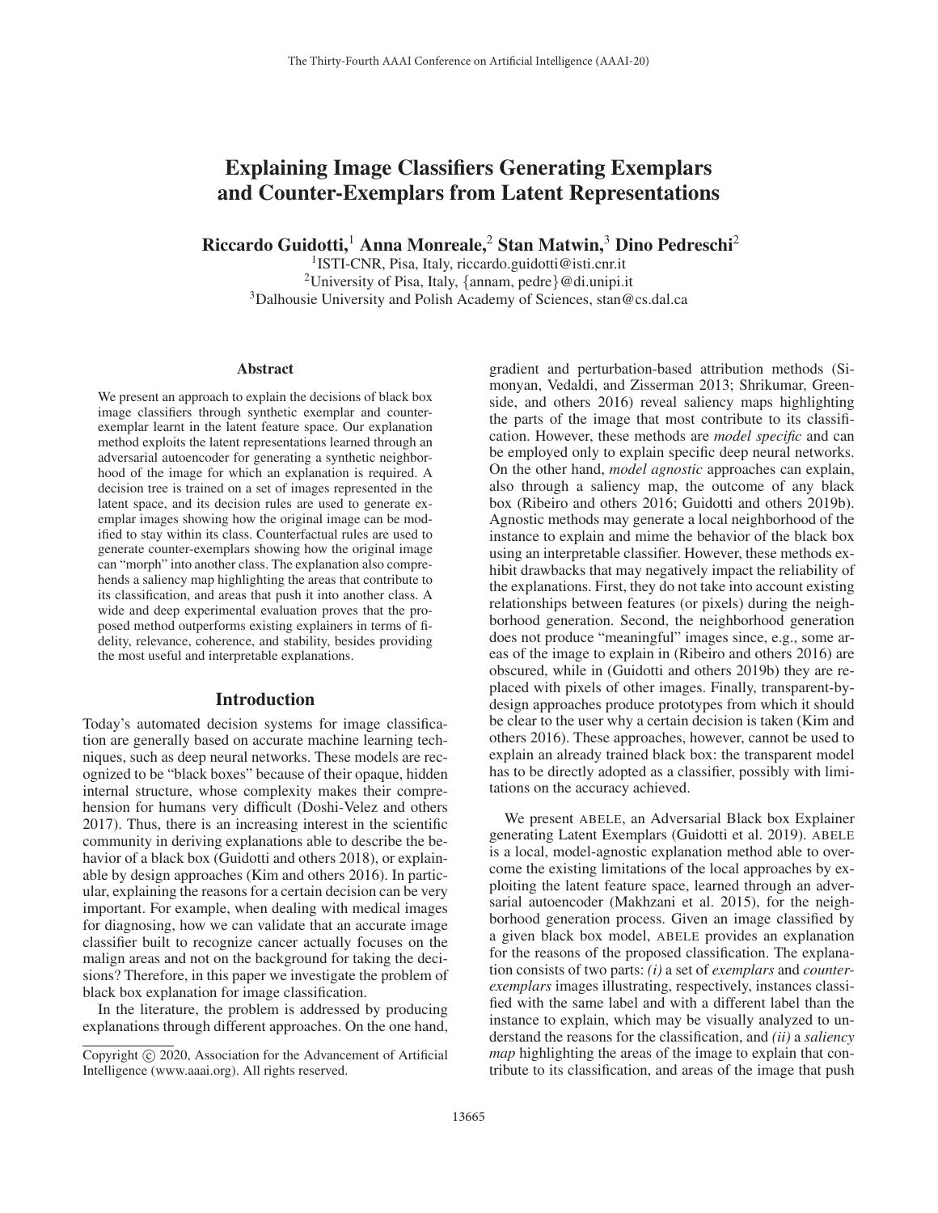# Explaining Image Classifiers Generating Exemplars and Counter-Exemplars from Latent Representations

**Riccardo Guidotti,[1] Anna Monreale,[2] Stan Matwin,[3] Dino Pedreschi[2]**

[1]ISTI-CNR, Pisa, Italy, riccardo.guidotti@isti.cnr.it
[2]University of Pisa, Italy, {annam, pedre}@di.unipi.it
[3]Dalhousie University and Polish Academy of Sciences, stan@cs.dal.ca

## Abstract

We present an approach to explain the decisions of black box image classifiers through synthetic exemplar and counter-exemplar learnt in the latent feature space. Our explanation method exploits the latent representations learned through an adversarial autoencoder for generating a synthetic neighborhood of the image for which an explanation is required. A decision tree is trained on a set of images represented in the latent space, and its decision rules are used to generate exemplar images showing how the original image can be modified to stay within its class. Counterfactual rules are used to generate counter-exemplars showing how the original image can "morph" into another class. The explanation also comprehends a saliency map highlighting the areas that contribute to its classification, and areas that push it into another class. A wide and deep experimental evaluation proves that the proposed method outperforms existing explainers in terms of fidelity, relevance, coherence, and stability, besides providing the most useful and interpretable explanations.

## Introduction

Today's automated decision systems for image classification are generally based on accurate machine learning techniques, such as deep neural networks. These models are recognized to be "black boxes" because of their opaque, hidden internal structure, whose complexity makes their comprehension for humans very difficult (Doshi-Velez and others 2017). Thus, there is an increasing interest in the scientific community in deriving explanations able to describe the behavior of a black box (Guidotti and others 2018), or explainable by design approaches (Kim and others 2016). In particular, explaining the reasons for a certain decision can be very important. For example, when dealing with medical images for diagnosing, how we can validate that an accurate image classifier built to recognize cancer actually focuses on the malign areas and not on the background for taking the decisions? Therefore, in this paper we investigate the problem of black box explanation for image classification.

In the literature, the problem is addressed by producing explanations through different approaches. On the one hand, gradient and perturbation-based attribution methods (Simonyan, Vedaldi, and Zisserman 2013; Shrikumar, Greenside, and others 2016) reveal saliency maps highlighting the parts of the image that most contribute to its classification. However, these methods are *model specific* and can be employed only to explain specific deep neural networks. On the other hand, *model agnostic* approaches can explain, also through a saliency map, the outcome of any black box (Ribeiro and others 2016; Guidotti and others 2019b). Agnostic methods may generate a local neighborhood of the instance to explain and mime the behavior of the black box using an interpretable classifier. However, these methods exhibit drawbacks that may negatively impact the reliability of the explanations. First, they do not take into account existing relationships between features (or pixels) during the neighborhood generation. Second, the neighborhood generation does not produce "meaningful" images since, e.g., some areas of the image to explain in (Ribeiro and others 2016) are obscured, while in (Guidotti and others 2019b) they are replaced with pixels of other images. Finally, transparent-by-design approaches produce prototypes from which it should be clear to the user why a certain decision is taken (Kim and others 2016). These approaches, however, cannot be used to explain an already trained black box: the transparent model has to be directly adopted as a classifier, possibly with limitations on the accuracy achieved.

We present ABELE, an Adversarial Black box Explainer generating Latent Exemplars (Guidotti et al. 2019). ABELE is a local, model-agnostic explanation method able to overcome the existing limitations of the local approaches by exploiting the latent feature space, learned through an adversarial autoencoder (Makhzani et al. 2015), for the neighborhood generation process. Given an image classified by a given black box model, ABELE provides an explanation for the reasons of the proposed classification. The explanation consists of two parts: *(i)* a set of *exemplars* and *counter-exemplars* images illustrating, respectively, instances classified with the same label and with a different label than the instance to explain, which may be visually analyzed to understand the reasons for the classification, and *(ii)* a *saliency map* highlighting the areas of the image to explain that contribute to its classification, and areas of the image that push

Copyright © 2020, Association for the Advancement of Artificial Intelligence (www.aaai.org). All rights reserved.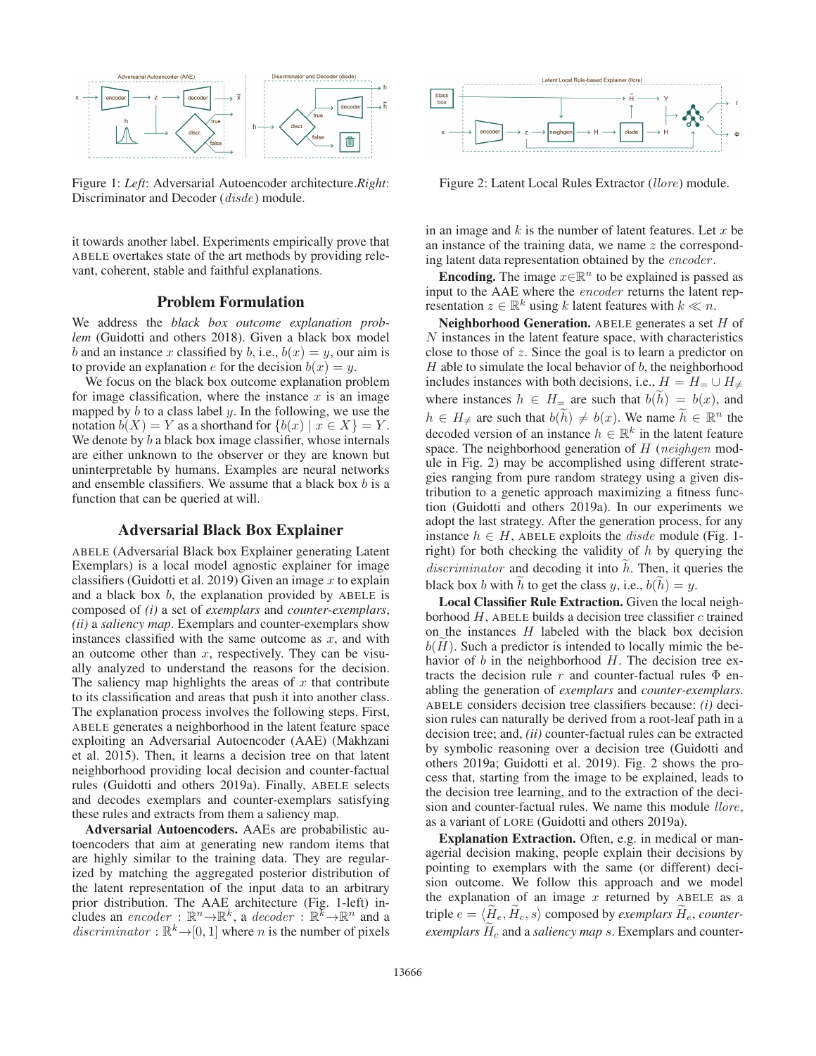Figure 1: *Left*: Adversarial Autoencoder architecture.*Right*: Discriminator and Decoder (*disde*) module.

Figure 2: Latent Local Rules Extractor (*llore*) module.

it towards another label. Experiments empirically prove that ABELE overtakes state of the art methods by providing relevant, coherent, stable and faithful explanations.

## Problem Formulation

We address the *black box outcome explanation problem* (Guidotti and others 2018). Given a black box model $b$ and an instance $x$ classified by $b$, i.e., $b(x) = y$, our aim is to provide an explanation $e$ for the decision $b(x) = y$.

We focus on the black box outcome explanation problem for image classification, where the instance $x$ is an image mapped by $b$ to a class label $y$. In the following, we use the notation $b(X) = Y$ as a shorthand for $\{b(x) \mid x \in X\} = Y$. We denote by $b$ a black box image classifier, whose internals are either unknown to the observer or they are known but uninterpretable by humans. Examples are neural networks and ensemble classifiers. We assume that a black box $b$ is a function that can be queried at will.

## Adversarial Black Box Explainer

ABELE (Adversarial Black box Explainer generating Latent Exemplars) is a local model agnostic explainer for image classifiers (Guidotti et al. 2019) Given an image $x$ to explain and a black box $b$, the explanation provided by ABELE is composed of *(i)* a set of **exemplars** and **counter-exemplars**, *(ii)* a *saliency map*. Exemplars and counter-exemplars show instances classified with the same outcome as $x$, and with an outcome other than $x$, respectively. They can be visually analyzed to understand the reasons for the decision. The saliency map highlights the areas of $x$ that contribute to its classification and areas that push it into another class. The explanation process involves the following steps. First, ABELE generates a neighborhood in the latent feature space exploiting an Adversarial Autoencoder (AAE) (Makhzani et al. 2015). Then, it learns a decision tree on that latent neighborhood providing local decision and counter-factual rules (Guidotti and others 2019a). Finally, ABELE selects and decodes exemplars and counter-exemplars satisfying these rules and extracts from them a saliency map.

**Adversarial Autoencoders.** AAEs are probabilistic autoencoders that aim at generating new random items that are highly similar to the training data. They are regularized by matching the aggregated posterior distribution of the latent representation of the input data to an arbitrary prior distribution. The AAE architecture (Fig. 1-left) includes an $encoder : \mathbb{R}^n \to \mathbb{R}^k$, a $decoder : \mathbb{R}^k \to \mathbb{R}^n$ and a $discriminator : \mathbb{R}^k \to [0, 1]$ where $n$ is the number of pixels in an image and $k$ is the number of latent features. Let $x$ be an instance of the training data, we name $z$ the corresponding latent data representation obtained by the $encoder$.

**Encoding.** The image $x \in \mathbb{R}^n$ to be explained is passed as input to the AAE where the $encoder$ returns the latent representation $z \in \mathbb{R}^k$ using $k$ latent features with $k \ll n$.

**Neighborhood Generation.** ABELE generates a set $H$ of $N$ instances in the latent feature space, with characteristics close to those of $z$. Since the goal is to learn a predictor on $H$ able to simulate the local behavior of $b$, the neighborhood includes instances with both decisions, i.e., $H = H_= \cup H_{\neq}$ where instances $h \in H_=$ are such that $b(\widetilde{h}) = b(x)$, and $h \in H_{\neq}$ are such that $b(\widetilde{h}) \neq b(x)$. We name $\widetilde{h} \in \mathbb{R}^n$ the decoded version of an instance $h \in \mathbb{R}^k$ in the latent feature space. The neighborhood generation of $H$ (*neighgen* module in Fig. 2) may be accomplished using different strategies ranging from pure random strategy using a given distribution to a genetic approach maximizing a fitness function (Guidotti and others 2019a). In our experiments we adopt the last strategy. After the generation process, for any instance $h \in H$, ABELE exploits the *disde* module (Fig. 1-right) for both checking the validity of $h$ by querying the $discriminator$ and decoding it into $\widetilde{h}$. Then, it queries the black box $b$ with $\widetilde{h}$ to get the class $y$, i.e., $b(\widetilde{h}) = y$.

**Local Classifier Rule Extraction.** Given the local neighborhood $H$, ABELE builds a decision tree classifier $c$ trained on the instances $H$ labeled with the black box decision $b(\widetilde{H})$. Such a predictor is intended to locally mimic the behavior of $b$ in the neighborhood $H$. The decision tree extracts the decision rule $r$ and counter-factual rules $\Phi$ enabling the generation of **exemplars** and **counter-exemplars**. ABELE considers decision tree classifiers because: *(i)* decision rules can naturally be derived from a root-leaf path in a decision tree; and, *(ii)* counter-factual rules can be extracted by symbolic reasoning over a decision tree (Guidotti and others 2019a; Guidotti et al. 2019). Fig. 2 shows the process that, starting from the image to be explained, leads to the decision tree learning, and to the extraction of the decision and counter-factual rules. We name this module *llore*, as a variant of LORE (Guidotti and others 2019a).

**Explanation Extraction.** Often, e.g. in medical or managerial decision making, people explain their decisions by pointing to exemplars with the same (or different) decision outcome. We follow this approach and we model the explanation of an image $x$ returned by ABELE as a triple $e = \langle \widetilde{H}_e, \widetilde{H}_c, s \rangle$ composed by **exemplars** $\widetilde{H}_e$, **counter-exemplars** $\widetilde{H}_c$ and a *saliency map* $s$. Exemplars and counter-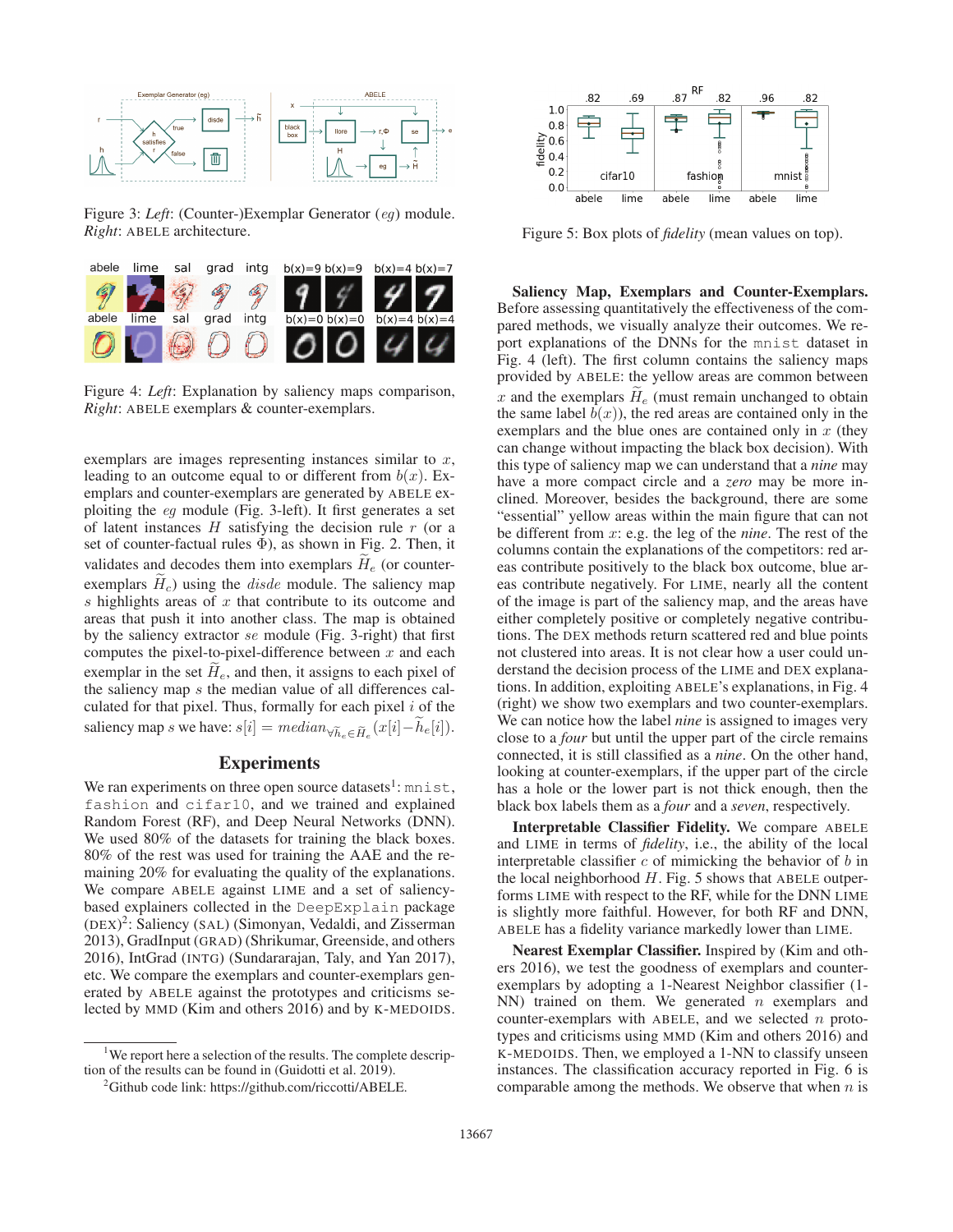Figure 3: *Left*: (Counter-)Exemplar Generator ($eg$) module. *Right*: ABELE architecture.

Figure 4: *Left*: Explanation by saliency maps comparison, *Right*: ABELE exemplars & counter-exemplars.

exemplars are images representing instances similar to $x$, leading to an outcome equal to or different from $b(x)$. Exemplars and counter-exemplars are generated by ABELE exploiting the $eg$ module (Fig. 3-left). It first generates a set of latent instances $H$ satisfying the decision rule $r$ (or a set of counter-factual rules $\Phi$), as shown in Fig. 2. Then, it validates and decodes them into exemplars $\widetilde{H}_e$ (or counter-exemplars $\widetilde{H}_c$) using the $disde$ module. The saliency map $s$ highlights areas of $x$ that contribute to its outcome and areas that push it into another class. The map is obtained by the saliency extractor $se$ module (Fig. 3-right) that first computes the pixel-to-pixel-difference between $x$ and each exemplar in the set $\widetilde{H}_e$, and then, it assigns to each pixel of the saliency map $s$ the median value of all differences calculated for that pixel. Thus, formally for each pixel $i$ of the saliency map $s$ we have: $s[i] = median_{\forall \widetilde{h}_e \in \widetilde{H}_e}(x[i] - \widetilde{h}_e[i])$.

## Experiments

We ran experiments on three open source datasets[1]: `mnist`, `fashion` and `cifar10`, and we trained and explained Random Forest (RF), and Deep Neural Networks (DNN). We used 80% of the datasets for training the black boxes. 80% of the rest was used for training the AAE and the remaining 20% for evaluating the quality of the explanations. We compare ABELE against LIME and a set of saliency-based explainers collected in the `DeepExplain` package (DEX)[2]: Saliency (SAL) (Simonyan, Vedaldi, and Zisserman 2013), GradInput (GRAD) (Shrikumar, Greenside, and others 2016), IntGrad (INTG) (Sundararajan, Taly, and Yan 2017), etc. We compare the exemplars and counter-exemplars generated by ABELE against the prototypes and criticisms selected by MMD (Kim and others 2016) and by K-MEDOIDS.

[1] We report here a selection of the results. The complete description of the results can be found in (Guidotti et al. 2019).

[2] Github code link: https://github.com/riccotti/ABELE.

Figure 5: Box plots of *fidelity* (mean values on top).

**Saliency Map, Exemplars and Counter-Exemplars.** Before assessing quantitatively the effectiveness of the compared methods, we visually analyze their outcomes. We report explanations of the DNNs for the `mnist` dataset in Fig. 4 (left). The first column contains the saliency maps provided by ABELE: the yellow areas are common between $x$ and the exemplars $\widetilde{H}_e$ (must remain unchanged to obtain the same label $b(x)$), the red areas are contained only in the exemplars and the blue ones are contained only in $x$ (they can change without impacting the black box decision). With this type of saliency map we can understand that a *nine* may have a more compact circle and a *zero* may be more inclined. Moreover, besides the background, there are some "essential" yellow areas within the main figure that can not be different from $x$: e.g. the leg of the *nine*. The rest of the columns contain the explanations of the competitors: red areas contribute positively to the black box outcome, blue areas contribute negatively. For LIME, nearly all the content of the image is part of the saliency map, and the areas have either completely positive or completely negative contributions. The DEX methods return scattered red and blue points not clustered into areas. It is not clear how a user could understand the decision process of the LIME and DEX explanations. In addition, exploiting ABELE's explanations, in Fig. 4 (right) we show two exemplars and two counter-exemplars. We can notice how the label *nine* is assigned to images very close to a *four* but until the upper part of the circle remains connected, it is still classified as a *nine*. On the other hand, looking at counter-exemplars, if the upper part of the circle has a hole or the lower part is not thick enough, then the black box labels them as a *four* and a *seven*, respectively.

**Interpretable Classifier Fidelity.** We compare ABELE and LIME in terms of *fidelity*, i.e., the ability of the local interpretable classifier $c$ of mimicking the behavior of $b$ in the local neighborhood $H$. Fig. 5 shows that ABELE outperforms LIME with respect to the RF, while for the DNN LIME is slightly more faithful. However, for both RF and DNN, ABELE has a fidelity variance markedly lower than LIME.

**Nearest Exemplar Classifier.** Inspired by (Kim and others 2016), we test the goodness of exemplars and counter-exemplars by adopting a 1-Nearest Neighbor classifier (1-NN) trained on them. We generated $n$ exemplars and counter-exemplars with ABELE, and we selected $n$ prototypes and criticisms using MMD (Kim and others 2016) and K-MEDOIDS. Then, we employed a 1-NN to classify unseen instances. The classification accuracy reported in Fig. 6 is comparable among the methods. We observe that when $n$ is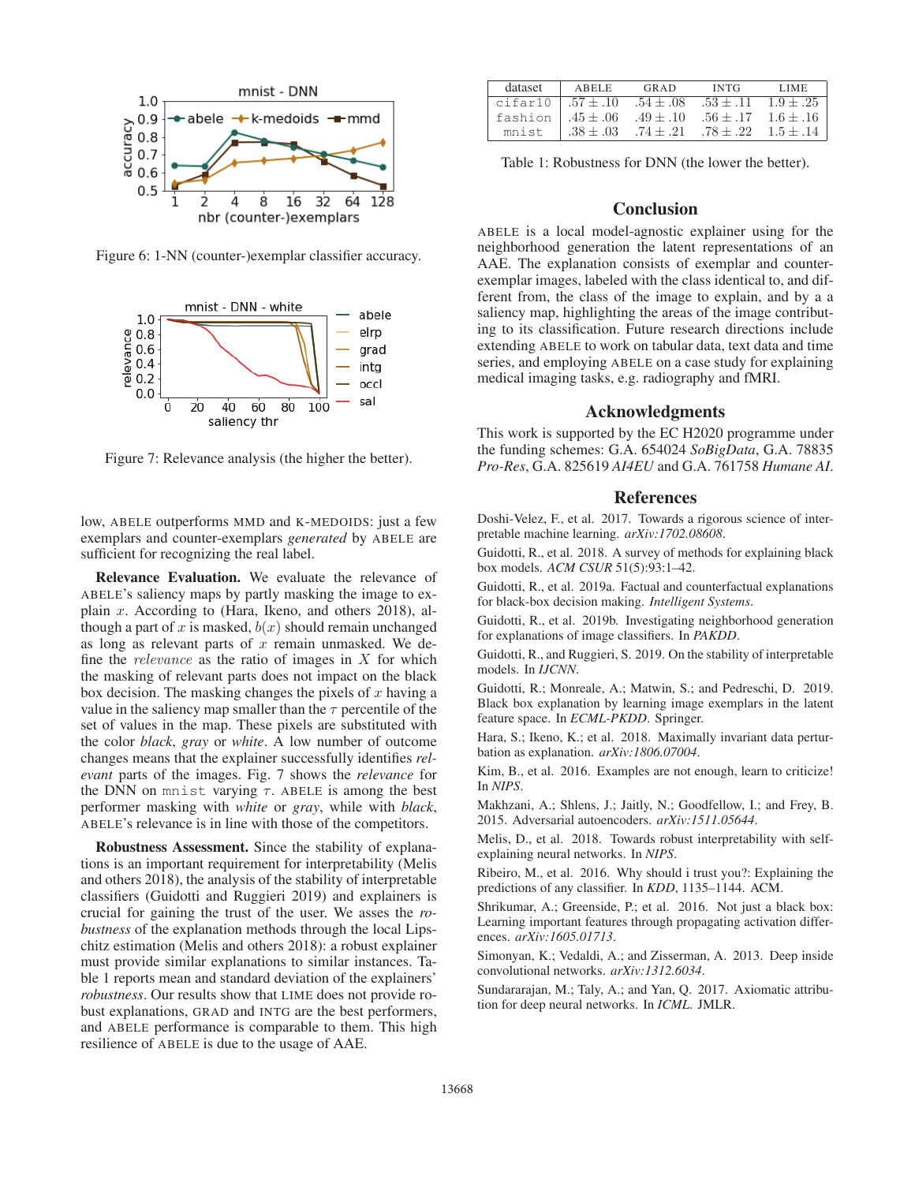mnist - DNN

1.0
0.9
0.8
0.7
0.6
0.5

accuracy

abele
k-medoids
mmd

1 2 4 8 16 32 64 128

nbr (counter-)exemplars

Figure 6: 1-NN (counter-)exemplar classifier accuracy.

mnist - DNN - white

1.0
0.8
0.6
0.4
0.2
0.0

relevance

0 20 40 60 80 100

saliency thr

abele
elrp
grad
intg
occl
sal

Figure 7: Relevance analysis (the higher the better).

low, ABELE outperforms MMD and K-MEDOIDS: just a few exemplars and counter-exemplars *generated* by ABELE are sufficient for recognizing the real label.

**Relevance Evaluation.** We evaluate the relevance of ABELE's saliency maps by partly masking the image to explain $x$. According to (Hara, Ikeno, and others 2018), although a part of $x$ is masked, $b(x)$ should remain unchanged as long as relevant parts of $x$ remain unmasked. We define the *relevance* as the ratio of images in $X$ for which the masking of relevant parts does not impact on the black box decision. The masking changes the pixels of $x$ having a value in the saliency map smaller than the $\tau$ percentile of the set of values in the map. These pixels are substituted with the color *black*, *gray* or *white*. A low number of outcome changes means that the explainer successfully identifies *relevant* parts of the images. Fig. 7 shows the *relevance* for the DNN on `mnist` varying $\tau$. ABELE is among the best performer masking with *white* or *gray*, while with *black*, ABELE's relevance is in line with those of the competitors.

**Robustness Assessment.** Since the stability of explanations is an important requirement for interpretability (Melis and others 2018), the analysis of the stability of interpretable classifiers (Guidotti and Ruggieri 2019) and explainers is crucial for gaining the trust of the user. We asses the *robustness* of the explanation methods through the local Lipschitz estimation (Melis and others 2018): a robust explainer must provide similar explanations to similar instances. Table 1 reports mean and standard deviation of the explainers' *robustness*. Our results show that LIME does not provide robust explanations, GRAD and INTG are the best performers, and ABELE performance is comparable to them. This high resilience of ABELE is due to the usage of AAE.

| dataset | ABELE | GRAD | INTG | LIME |
|---|---|---|---|---|
| `cifar10` | $.57 \pm .10$ | $.54 \pm .08$ | $.53 \pm .11$ | $1.9 \pm .25$ |
| `fashion` | $.45 \pm .06$ | $.49 \pm .10$ | $.56 \pm .17$ | $1.6 \pm .16$ |
| `mnist` | $.38 \pm .03$ | $.74 \pm .21$ | $.78 \pm .22$ | $1.5 \pm .14$ |

Table 1: Robustness for DNN (the lower the better).

## Conclusion

ABELE is a local model-agnostic explainer using for the neighborhood generation the latent representations of an AAE. The explanation consists of exemplar and counter-exemplar images, labeled with the class identical to, and different from, the class of the image to explain, and by a a saliency map, highlighting the areas of the image contributing to its classification. Future research directions include extending ABELE to work on tabular data, text data and time series, and employing ABELE on a case study for explaining medical imaging tasks, e.g. radiography and fMRI.

## Acknowledgments

This work is supported by the EC H2020 programme under the funding schemes: G.A. 654024 *SoBigData*, G.A. 78835 *Pro-Res*, G.A. 825619 *AI4EU* and G.A. 761758 *Humane AI*.

## References

Doshi-Velez, F., et al. 2017. Towards a rigorous science of interpretable machine learning. *arXiv:1702.08608*.

Guidotti, R., et al. 2018. A survey of methods for explaining black box models. *ACM CSUR* 51(5):93:1–42.

Guidotti, R., et al. 2019a. Factual and counterfactual explanations for black-box decision making. *Intelligent Systems*.

Guidotti, R., et al. 2019b. Investigating neighborhood generation for explanations of image classifiers. In *PAKDD*.

Guidotti, R., and Ruggieri, S. 2019. On the stability of interpretable models. In *IJCNN*.

Guidotti, R.; Monreale, A.; Matwin, S.; and Pedreschi, D. 2019. Black box explanation by learning image exemplars in the latent feature space. In *ECML-PKDD*. Springer.

Hara, S.; Ikeno, K.; et al. 2018. Maximally invariant data perturbation as explanation. *arXiv:1806.07004*.

Kim, B., et al. 2016. Examples are not enough, learn to criticize! In *NIPS*.

Makhzani, A.; Shlens, J.; Jaitly, N.; Goodfellow, I.; and Frey, B. 2015. Adversarial autoencoders. *arXiv:1511.05644*.

Melis, D., et al. 2018. Towards robust interpretability with self-explaining neural networks. In *NIPS*.

Ribeiro, M., et al. 2016. Why should i trust you?: Explaining the predictions of any classifier. In *KDD*, 1135–1144. ACM.

Shrikumar, A.; Greenside, P.; et al. 2016. Not just a black box: Learning important features through propagating activation differences. *arXiv:1605.01713*.

Simonyan, K.; Vedaldi, A.; and Zisserman, A. 2013. Deep inside convolutional networks. *arXiv:1312.6034*.

Sundararajan, M.; Taly, A.; and Yan, Q. 2017. Axiomatic attribution for deep neural networks. In *ICML*. JMLR.